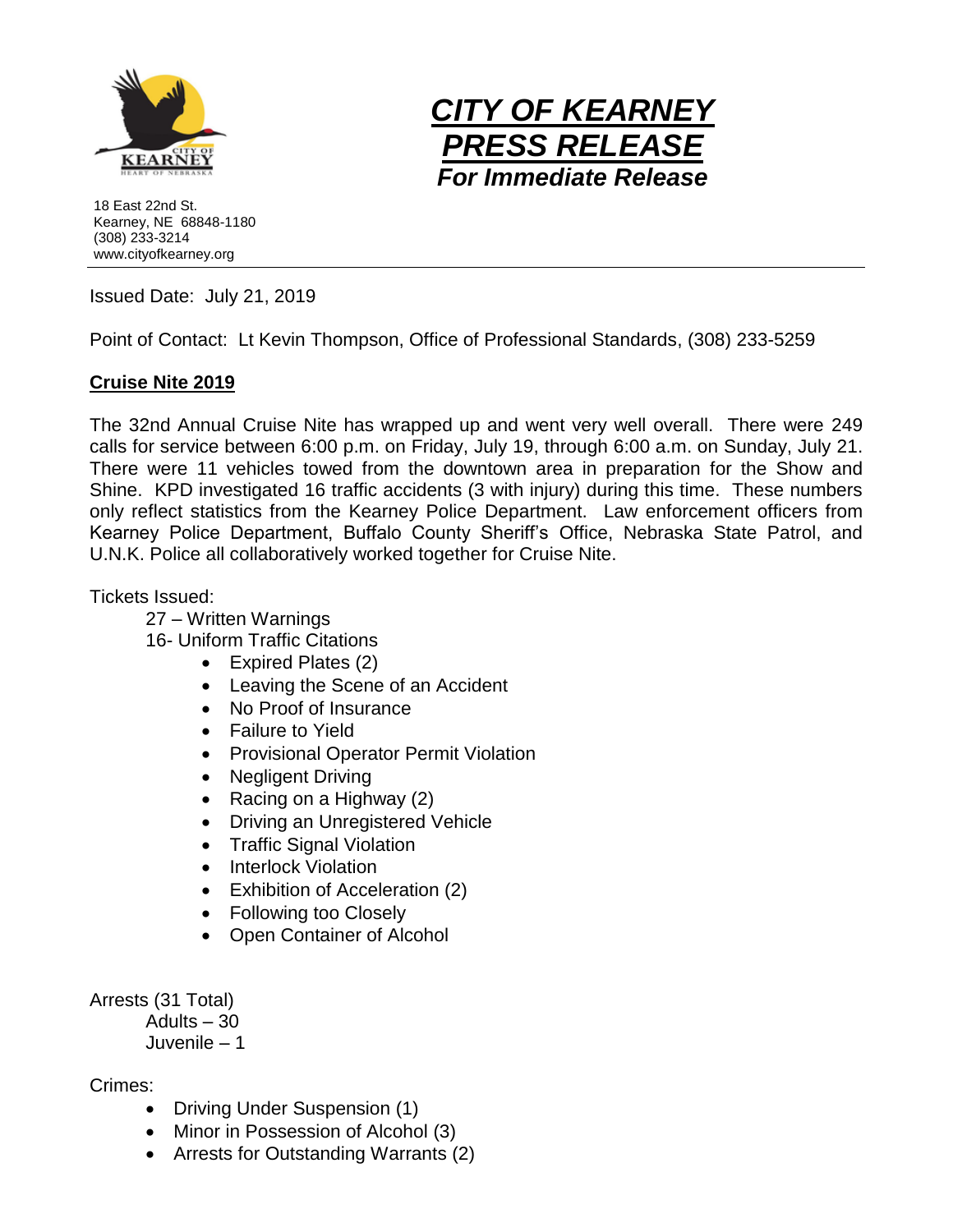CITY OF KEARNEY

HEART OF NEBRASKA

18 East 22nd St.
Kearney, NE 68848-1180
(308) 233-3214
www.cityofkearney.org

# *CITY OF KEARNEY PRESS RELEASE*

***For Immediate Release***

---

Issued Date: July 21, 2019

Point of Contact: Lt Kevin Thompson, Office of Professional Standards, (308) 233-5259

## Cruise Nite 2019

The 32nd Annual Cruise Nite has wrapped up and went very well overall. There were 249 calls for service between 6:00 p.m. on Friday, July 19, through 6:00 a.m. on Sunday, July 21. There were 11 vehicles towed from the downtown area in preparation for the Show and Shine. KPD investigated 16 traffic accidents (3 with injury) during this time. These numbers only reflect statistics from the Kearney Police Department. Law enforcement officers from Kearney Police Department, Buffalo County Sheriff's Office, Nebraska State Patrol, and U.N.K. Police all collaboratively worked together for Cruise Nite.

Tickets Issued:

- 27 – Written Warnings
- 16- Uniform Traffic Citations
  - Expired Plates (2)
  - Leaving the Scene of an Accident
  - No Proof of Insurance
  - Failure to Yield
  - Provisional Operator Permit Violation
  - Negligent Driving
  - Racing on a Highway (2)
  - Driving an Unregistered Vehicle
  - Traffic Signal Violation
  - Interlock Violation
  - Exhibition of Acceleration (2)
  - Following too Closely
  - Open Container of Alcohol

Arrests (31 Total)

- Adults – 30
- Juvenile – 1

Crimes:

- Driving Under Suspension (1)
- Minor in Possession of Alcohol (3)
- Arrests for Outstanding Warrants (2)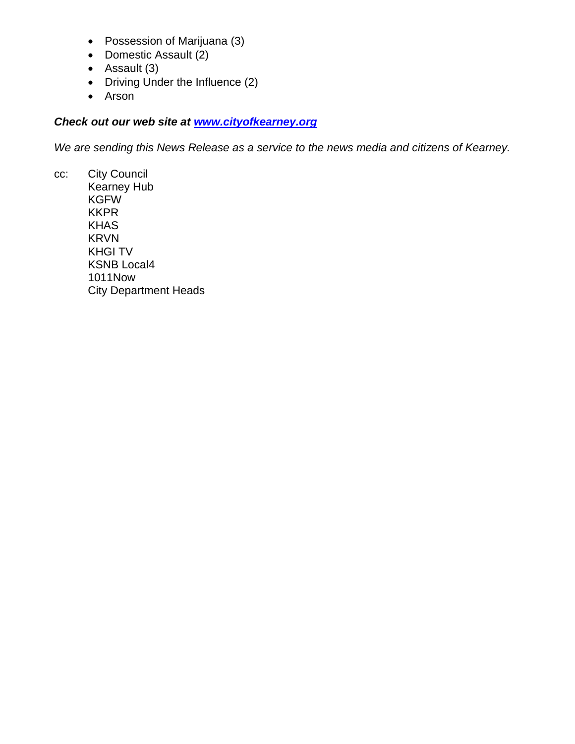- Possession of Marijuana (3)
- Domestic Assault (2)
- Assault (3)
- Driving Under the Influence (2)
- Arson

***Check out our web site at [www.cityofkearney.org](http://www.cityofkearney.org)***

*We are sending this News Release as a service to the news media and citizens of Kearney.*

cc: City Council
Kearney Hub
KGFW
KKPR
KHAS
KRVN
KHGI TV
KSNB Local4
1011Now
City Department Heads